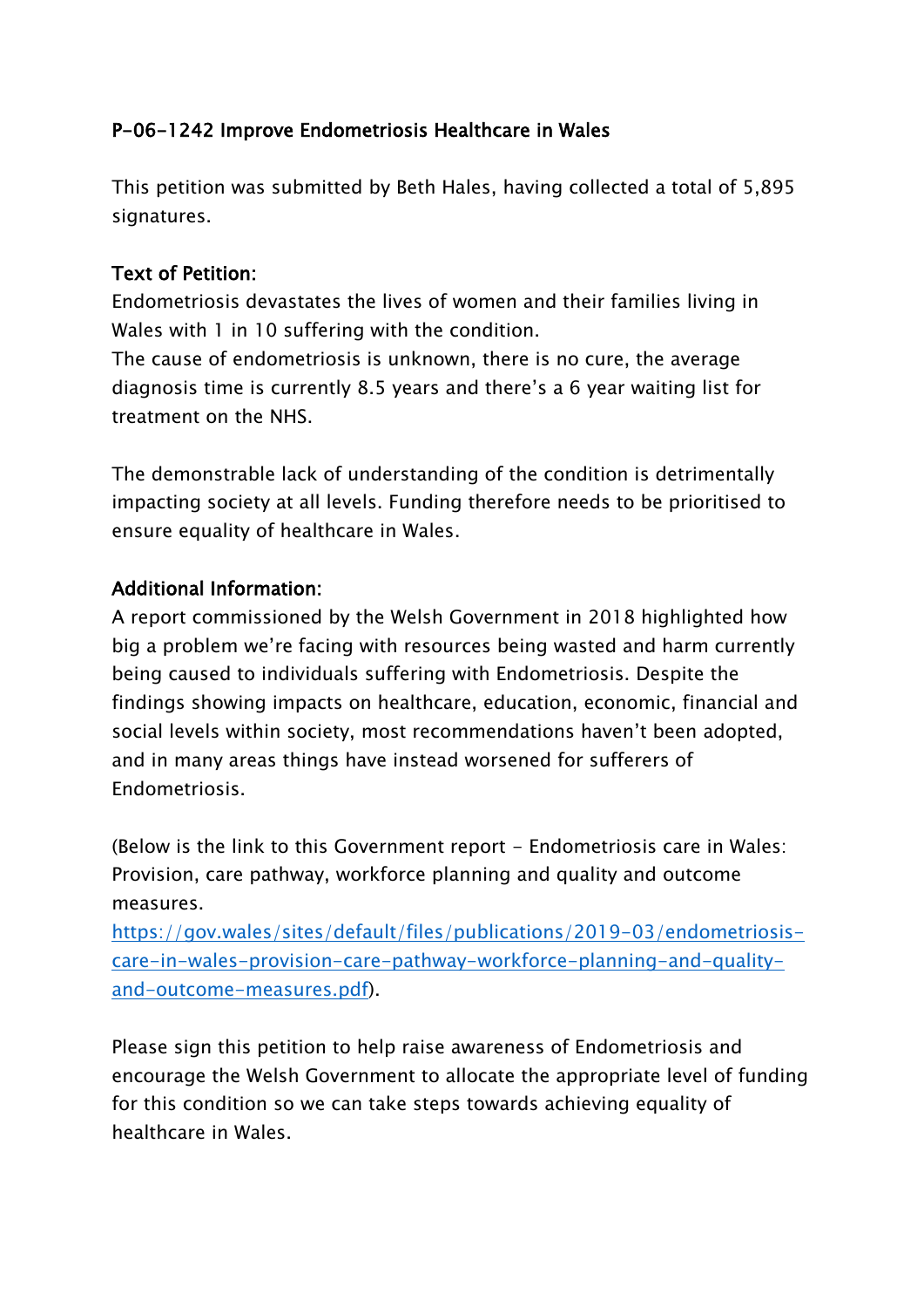## P-06-1242 Improve Endometriosis Healthcare in Wales

This petition was submitted by Beth Hales, having collected a total of 5,895 signatures.

### Text of Petition:

Endometriosis devastates the lives of women and their families living in Wales with 1 in 10 suffering with the condition.
The cause of endometriosis is unknown, there is no cure, the average diagnosis time is currently 8.5 years and there's a 6 year waiting list for treatment on the NHS.

The demonstrable lack of understanding of the condition is detrimentally impacting society at all levels. Funding therefore needs to be prioritised to ensure equality of healthcare in Wales.

### Additional Information:

A report commissioned by the Welsh Government in 2018 highlighted how big a problem we're facing with resources being wasted and harm currently being caused to individuals suffering with Endometriosis. Despite the findings showing impacts on healthcare, education, economic, financial and social levels within society, most recommendations haven't been adopted, and in many areas things have instead worsened for sufferers of Endometriosis.

(Below is the link to this Government report - Endometriosis care in Wales: Provision, care pathway, workforce planning and quality and outcome measures.
[https://gov.wales/sites/default/files/publications/2019-03/endometriosis-care-in-wales-provision-care-pathway-workforce-planning-and-quality-and-outcome-measures.pdf](https://gov.wales/sites/default/files/publications/2019-03/endometriosis-care-in-wales-provision-care-pathway-workforce-planning-and-quality-and-outcome-measures.pdf)).

Please sign this petition to help raise awareness of Endometriosis and encourage the Welsh Government to allocate the appropriate level of funding for this condition so we can take steps towards achieving equality of healthcare in Wales.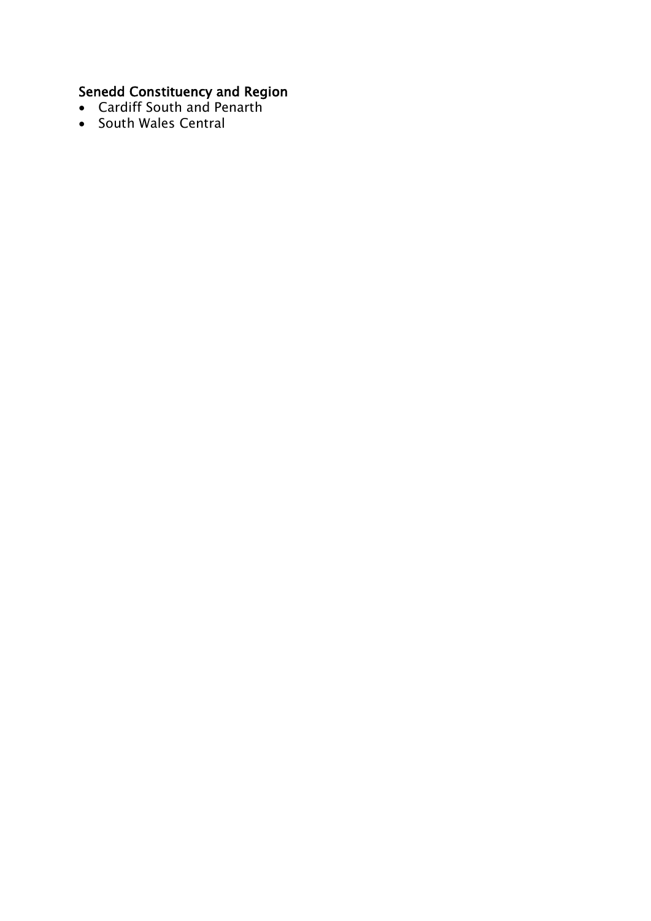**Senedd Constituency and Region**

- Cardiff South and Penarth
- South Wales Central